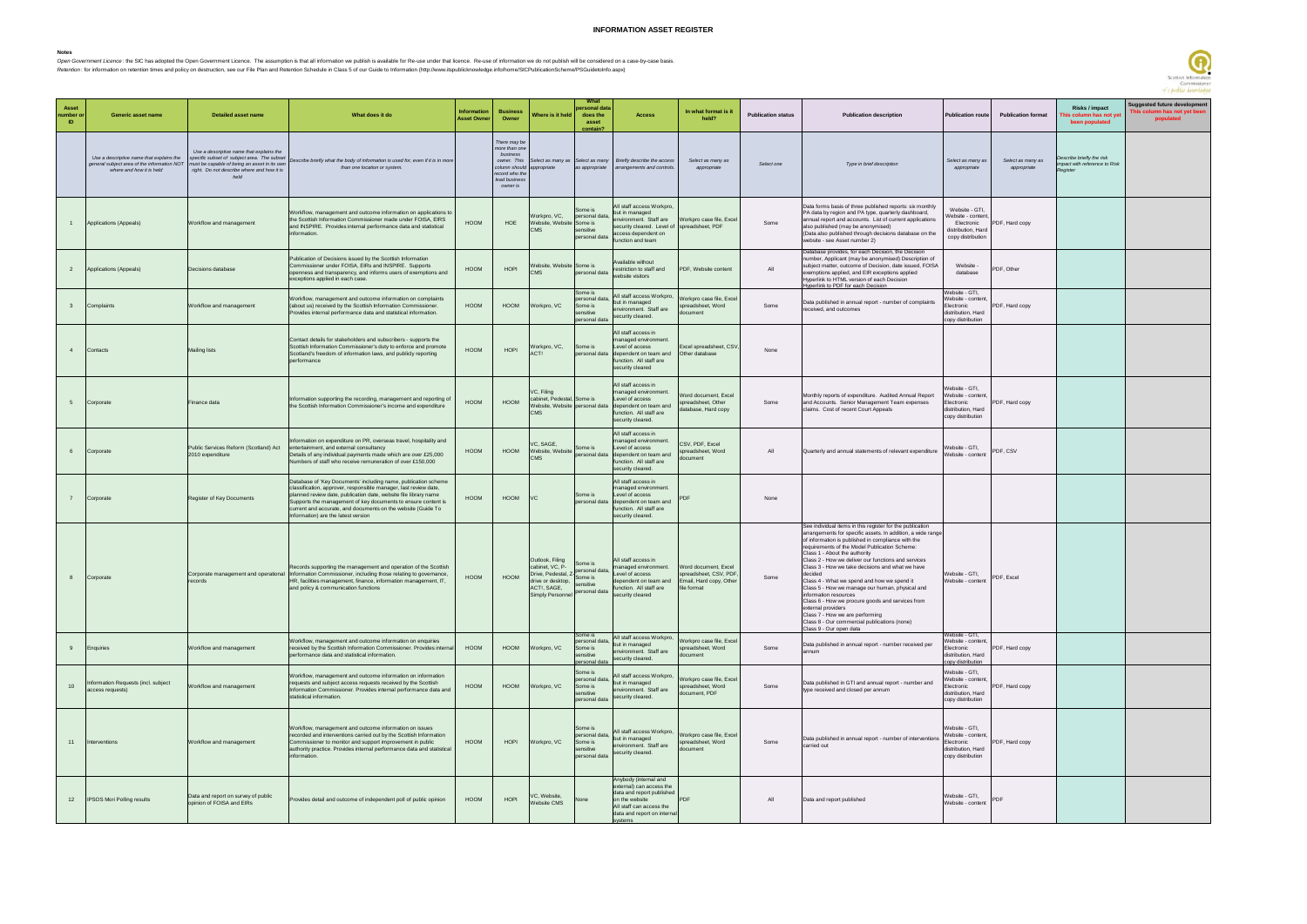# INFORMATION ASSET REGISTER

**Notes**

*Open Government Licence*: the SIC has adopted the Open Government Licence. The assumption is that all information we publish is available for Re-use under that licence. Re-use of information we do not publish will be considered on a case-by-case basis.

*Retention*: for information on retention times and policy on destruction, see our File Plan and Retention Schedule in Class 5 of our Guide to Information (http://www.itspublicknowledge.info/home/SICPublicationScheme/PSGuidetoInfo.aspx)

| Asset number or ID | Generic asset name | Detailed asset name | What does it do | Information Asset Owner | Business Owner | Where is it held | What personal data does the asset contain? | Access | In what format is it held? | Publication status | Publication description | Publication route | Publication format | Risks / impact This column has not yet been populated | Suggested future development This column has not yet been populated |
|---|---|---|---|---|---|---|---|---|---|---|---|---|---|---|---|
| | *Use a descriptive name that explains the general subject area of the information NOT where and how it is held* | *Use a descriptive name that explains the specific subset of subject area. The subset must be capable of being an asset in its own right. Do not describe where and how it is held* | *Describe briefly what the body of information is used for, even if it is in more than one location or system.* | | *There may be more than one business owner. This column should record who the lead business owner is* | *Select as many as appropriate* | *Select as many as appropriate* | *Briefly describe the access arrangements and controls.* | *Select as many as appropriate* | *Select one* | *Type in brief description* | *Select as many as appropriate* | *Select as many as appropriate* | *Describe briefly the risk impact with reference to Risk Register* | |
| 1 | Applications (Appeals) | Workflow and management | Workflow, management and outcome information on applications to the Scottish Information Commissioner made under FOISA, EIRS and INSPIRE. Provides internal performance data and statistical information. | HOOM | HOE | Workpro, VC, Website, Website CMS | Some is personal data, Some is sensitive personal data | All staff access Workpro, but in managed environment. Staff are security cleared. Level of access dependent on function and team | Workpro case file, Excel spreadsheet, PDF | Some | Data forms basis of three published reports: six monthly PA data by region and PA type, quarterly dashboard, annual report and accounts. List of current applications also published (may be anonymised) (Data also published through decisions database on the website - see Asset number 2) | Website - GTI, Website - content, Electronic distribution, Hard copy distribution | PDF, Hard copy | | |
| 2 | Applications (Appeals) | Decisions database | Publication of Decisions issued by the Scottish Information Commissioner under FOISA, EIRs and INSPIRE. Supports openness and transparency, and informs users of exemptions and exceptions applied in each case. | HOOM | HOPI | Website, Website CMS | Some is personal data | Available without restriction to staff and website visitors | PDF, Website content | All | Database provides, for each Decision, the Decision number, Applicant (may be anonymised) Description of subject matter, outcome of Decision, date issued, FOISA exemptions applied, and EIR exceptions applied Hyperlink to HTML version of each Decision Hyperlink to PDF for each Decision | Website - database | PDF, Other | | |
| 3 | Complaints | Workflow and management | Workflow, management and outcome information on complaints (about us) received by the Scottish Information Commissioner. Provides internal performance data and statistical information. | HOOM | HOOM | Workpro, VC | Some is personal data, Some is sensitive personal data | All staff access Workpro, but in managed environment. Staff are security cleared. | Workpro case file, Excel spreadsheet, Word document | Some | Data published in annual report - number of complaints received, and outcomes | Website - GTI, Website - content, Electronic distribution, Hard copy distribution | PDF, Hard copy | | |
| 4 | Contacts | Mailing lists | Contact details for stakeholders and subscribers - supports the Scottish Information Commissioner's duty to enforce and promote Scotland's freedom of information laws, and publicly reporting performance | HOOM | HOPI | Workpro, VC, ACT! | Some is personal data | All staff access in managed environment. Level of access dependent on team and function. All staff are security cleared | Excel spreadsheet, CSV, Other database | None | | | | | |
| 5 | Corporate | Finance data | Information supporting the recording, management and reporting of the Scottish Information Commissioner's income and expenditure | HOOM | HOOM | VC, Filing cabinet, Pedestal, Website, Website CMS | Some is personal data | All staff access in managed environment. Level of access dependent on team and function. All staff are security cleared. | Word document, Excel spreadsheet, Other database, Hard copy | Some | Monthly reports of expenditure. Audited Annual Report and Accounts. Senior Management Team expenses claims. Cost of recent Court Appeals | Website - GTI, Website - content, Electronic distribution, Hard copy distribution | PDF, Hard copy | | |
| 6 | Corporate | Public Services Reform (Scotland) Act 2010 expenditure | Information on expenditure on PR, overseas travel, hospitality and entertainment, and external consultancy Details of any individual payments made which are over £25,000 Numbers of staff who receive remuneration of over £150,000 | HOOM | HOOM | VC, SAGE, Website, Website CMS | Some is personal data | All staff access in managed environment. Level of access dependent on team and function. All staff are security cleared. | CSV, PDF, Excel spreadsheet, Word document | All | Quarterly and annual statements of relevant expenditure | Website - GTI, Website - content | PDF, CSV | | |
| 7 | Corporate | Register of Key Documents | Database of 'Key Documents' including name, publication scheme classification, approver, responsible manager, last review date, planned review date, publication date, website file library name Supports the management of key documents to ensure content is current and accurate, and documents on the website (Guide To Information) are the latest version | HOOM | HOOM | VC | Some is personal data | All staff access in managed environment. Level of access dependent on team and function. All staff are security cleared. | PDF | None | | | | | |
| 8 | Corporate | Corporate management and operational records | Records supporting the management and operation of the Scottish Information Commissioner, including those relating to governance, HR, facilities management, finance, information management, IT, and policy & communication functions | HOOM | HOOM | Outlook, Filing cabinet, VC, P-Drive, Pedestal, Z drive or desktop, ACT!, SAGE, Simply Personnel | Some is personal data, Some is sensitive personal data | All staff access in managed environment. Level of access dependent on team and function. All staff are security cleared | Word document, Excel spreadsheet, CSV, PDF, Email, Hard copy, Other file format | Some | See individual items in this register for the publication arrangements for specific assets. In addition, a wide range of information is published in compliance with the requirements of the Model Publication Scheme: Class 1 - About the authority Class 2 - How we deliver our functions and services Class 3 - How we take decisions and what we have decided Class 4 - What we spend and how we spend it Class 5 - How we manage our human, physical and information resources Class 6 - How we procure goods and services from external providers Class 7 - How we are performing Class 8 - Our commercial publications (none) Class 9 - Our open data | Website - GTI, Website - content | PDF, Excel | | |
| 9 | Enquiries | Workflow and management | Workflow, management and outcome information on enquiries received by the Scottish Information Commissioner. Provides internal performance data and statistical information. | HOOM | HOOM | Workpro, VC | Some is personal data, Some is sensitive personal data | All staff access Workpro, but in managed environment. Staff are security cleared. | Workpro case file, Excel spreadsheet, Word document | Some | Data published in annual report - number received per annum | Website - GTI, Website - content, Electronic distribution, Hard copy distribution | PDF, Hard copy | | |
| 10 | Information Requests (incl. subject access requests) | Workflow and management | Workflow, management and outcome information on information requests and subject access requests received by the Scottish Information Commissioner. Provides internal performance data and statistical information. | HOOM | HOOM | Workpro, VC | Some is personal data, Some is sensitive personal data | All staff access Workpro, but in managed environment. Staff are security cleared. | Workpro case file, Excel spreadsheet, Word document, PDF | Some | Data published in GTI and annual report - number and type received and closed per annum | Website - GTI, Website - content, Electronic distribution, Hard copy distribution | PDF, Hard copy | | |
| 11 | Interventions | Workflow and management | Workflow, management and outcome information on issues recorded and interventions carried out by the Scottish Information Commissioner to monitor and support improvement in public authority practice. Provides internal performance data and statistical information. | HOOM | HOPI | Workpro, VC | Some is personal data, Some is sensitive personal data | All staff access Workpro, but in managed environment. Staff are security cleared. | Workpro case file, Excel spreadsheet, Word document | Some | Data published in annual report - number of interventions carried out | Website - GTI, Website - content, Electronic distribution, Hard copy distribution | PDF, Hard copy | | |
| 12 | IPSOS Mori Polling results | Data and report on survey of public opinion of FOISA and EIRs | Provides detail and outcome of independent poll of public opinion | HOOM | HOPI | VC, Website, Website CMS | None | Anybody (internal and external) can access the data and report published on the website All staff can access the data and report on internal systems | PDF | All | Data and report published | Website - GTI, Website - content | PDF | | |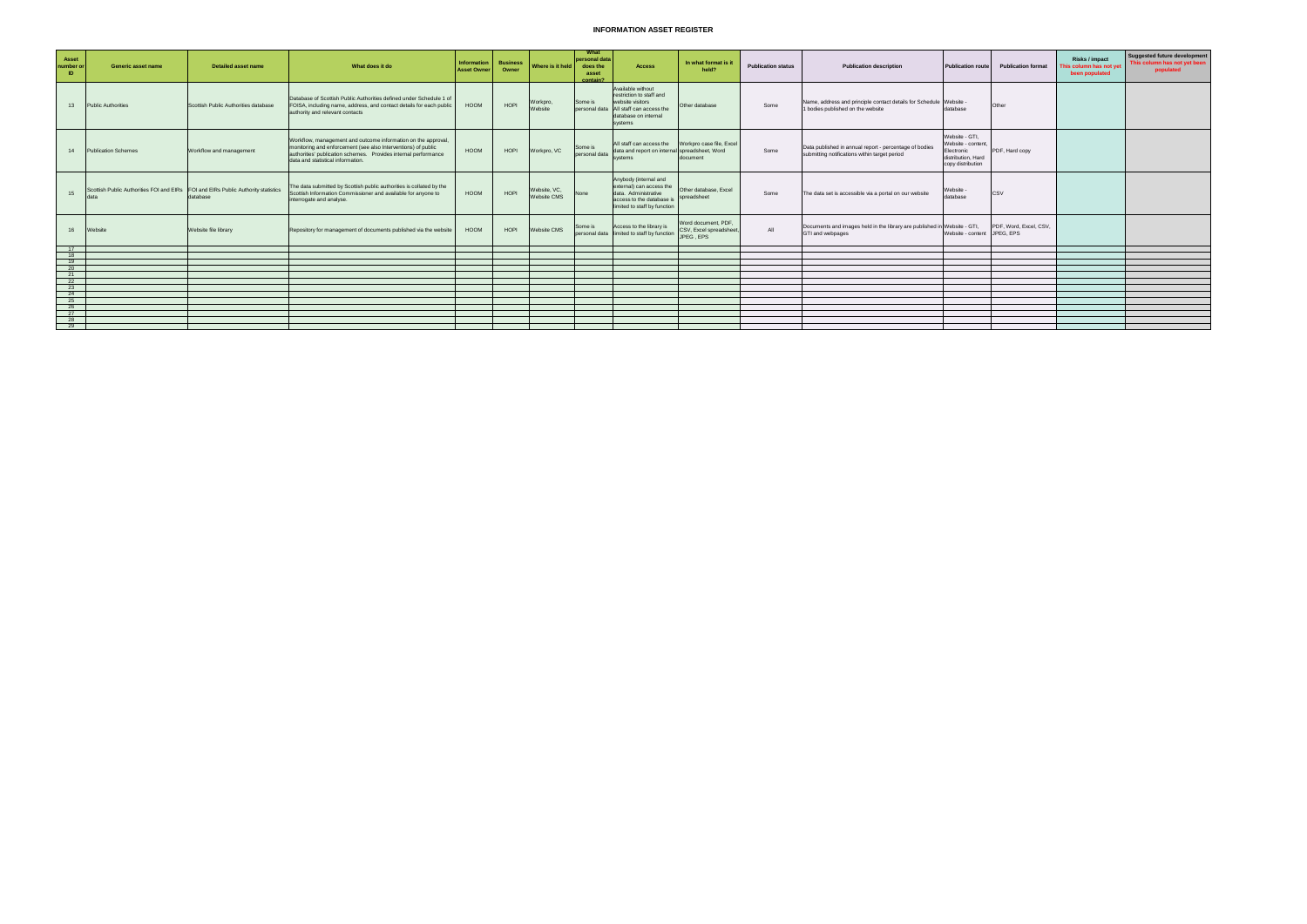# INFORMATION ASSET REGISTER

| Asset number or ID | Generic asset name | Detailed asset name | What does it do | Information Asset Owner | Business Owner | Where is it held | What personal data does the asset contain? | Access | In what format is it held? | Publication status | Publication description | Publication route | Publication format | Risks / impact This column has not yet been populated | Suggested future development This column has not yet been populated |
|---|---|---|---|---|---|---|---|---|---|---|---|---|---|---|---|
| 13 | Public Authorities | Scottish Public Authorities database | Database of Scottish Public Authorities defined under Schedule 1 of FOISA, including name, address, and contact details for each public authority and relevant contacts | HOOM | HOPI | Workpro, Website | Some is personal data | Available without restriction to staff and website visitors All staff can access the database on internal systems | Other database | Some | Name, address and principle contact details for Schedule 1 bodies published on the website | Website - database | Other | | |
| 14 | Publication Schemes | Workflow and management | Workflow, management and outcome information on the approval, monitoring and enforcement (see also Interventions) of public authorities' publication schemes. Provides internal performance data and statistical information. | HOOM | HOPI | Workpro, VC | Some is personal data | All staff can access the data and report on internal systems | Workpro case file, Excel spreadsheet, Word document | Some | Data published in annual report - percentage of bodies submitting notifications within target period | Website - GTI, Website - content, Electronic distribution, Hard copy distribution | PDF, Hard copy | | |
| 15 | Scottish Public Authorities FOI and EIRs data | FOI and EIRs Public Authority statistics database | The data submitted by Scottish public authorities is collated by the Scottish Information Commissioner and available for anyone to interrogate and analyse. | HOOM | HOPI | Website, VC, Website CMS | None | Anybody (internal and external) can access the data. Administrative access to the database is limited to staff by function | Other database, Excel spreadsheet | Some | The data set is accessible via a portal on our website | Website - database | CSV | | |
| 16 | Website | Website file library | Repository for management of documents published via the website | HOOM | HOPI | Website CMS | Some is personal data | Access to the library is limited to staff by function | Word document, PDF, CSV, Excel spreadsheet, JPEG , EPS | All | Documents and images held in the library are published in GTI and webpages | Website - GTI, Website - content | PDF, Word, Excel, CSV, JPEG, EPS | | |
| 17 | | | | | | | | | | | | | | | |
| 18 | | | | | | | | | | | | | | | |
| 19 | | | | | | | | | | | | | | | |
| 20 | | | | | | | | | | | | | | | |
| 21 | | | | | | | | | | | | | | | |
| 22 | | | | | | | | | | | | | | | |
| 23 | | | | | | | | | | | | | | | |
| 24 | | | | | | | | | | | | | | | |
| 25 | | | | | | | | | | | | | | | |
| 26 | | | | | | | | | | | | | | | |
| 27 | | | | | | | | | | | | | | | |
| 28 | | | | | | | | | | | | | | | |
| 29 | | | | | | | | | | | | | | | |